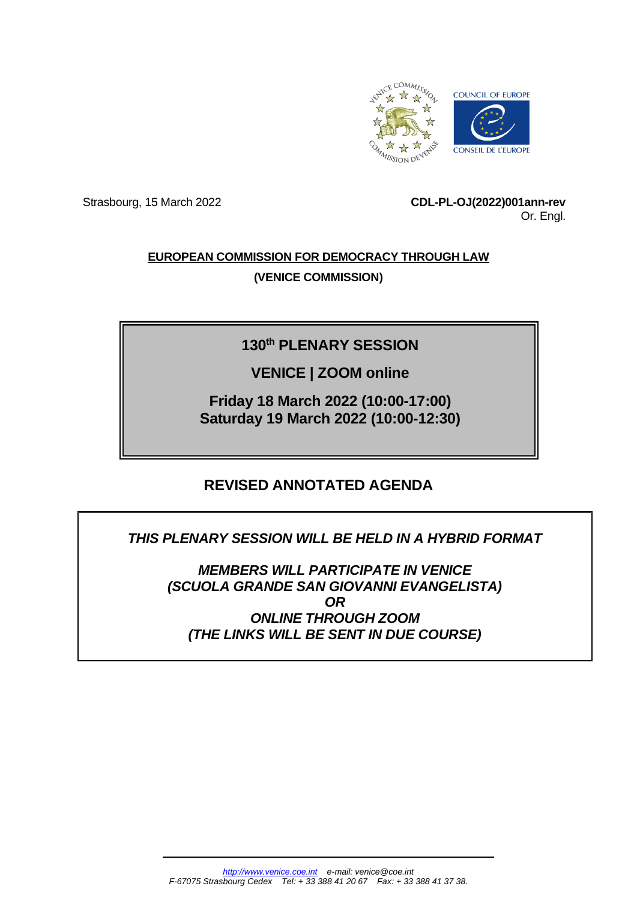Strasbourg, 15 March 2022

**CDL-PL-OJ(2022)001ann-rev**
Or. Engl.

**EUROPEAN COMMISSION FOR DEMOCRACY THROUGH LAW**

**(VENICE COMMISSION)**

## 130th PLENARY SESSION

## VENICE | ZOOM online

**Friday 18 March 2022 (10:00-17:00)**
**Saturday 19 March 2022 (10:00-12:30)**

# REVISED ANNOTATED AGENDA

***THIS PLENARY SESSION WILL BE HELD IN A HYBRID FORMAT***

***MEMBERS WILL PARTICIPATE IN VENICE (SCUOLA GRANDE SAN GIOVANNI EVANGELISTA)***
***OR***
***ONLINE THROUGH ZOOM***
***(THE LINKS WILL BE SENT IN DUE COURSE)***

*http://www.venice.coe.int e-mail: venice@coe.int*
*F-67075 Strasbourg Cedex Tel: + 33 388 41 20 67 Fax: + 33 388 41 37 38.*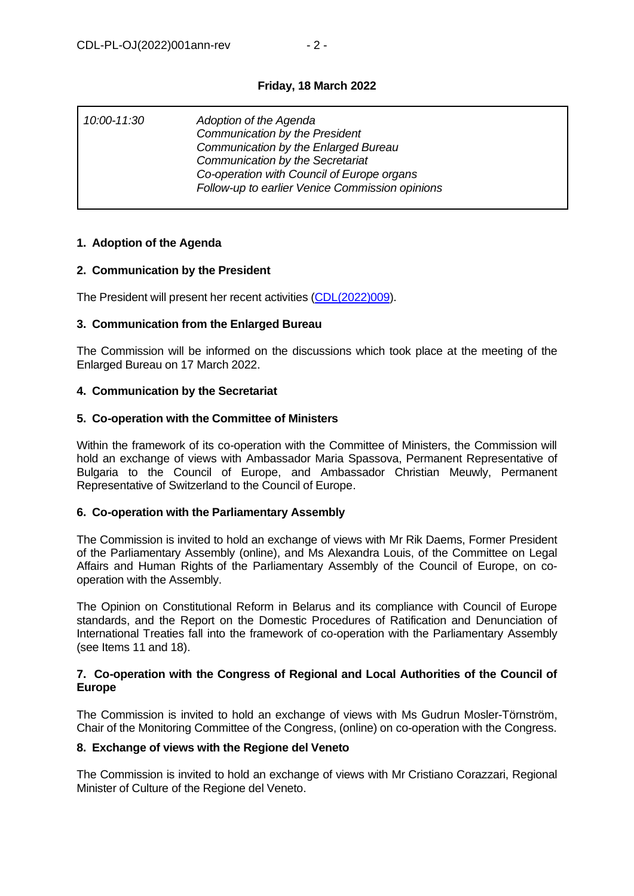**Friday, 18 March 2022**

| | |
|---|---|
| *10:00-11:30* | *Adoption of the Agenda*<br>*Communication by the President*<br>*Communication by the Enlarged Bureau*<br>*Communication by the Secretariat*<br>*Co-operation with Council of Europe organs*<br>*Follow-up to earlier Venice Commission opinions* |

**1. Adoption of the Agenda**

**2. Communication by the President**

The President will present her recent activities ([CDL(2022)009]).

**3. Communication from the Enlarged Bureau**

The Commission will be informed on the discussions which took place at the meeting of the Enlarged Bureau on 17 March 2022.

**4. Communication by the Secretariat**

**5. Co-operation with the Committee of Ministers**

Within the framework of its co-operation with the Committee of Ministers, the Commission will hold an exchange of views with Ambassador Maria Spassova, Permanent Representative of Bulgaria to the Council of Europe, and Ambassador Christian Meuwly, Permanent Representative of Switzerland to the Council of Europe.

**6. Co-operation with the Parliamentary Assembly**

The Commission is invited to hold an exchange of views with Mr Rik Daems, Former President of the Parliamentary Assembly (online), and Ms Alexandra Louis, of the Committee on Legal Affairs and Human Rights of the Parliamentary Assembly of the Council of Europe, on co-operation with the Assembly.

The Opinion on Constitutional Reform in Belarus and its compliance with Council of Europe standards, and the Report on the Domestic Procedures of Ratification and Denunciation of International Treaties fall into the framework of co-operation with the Parliamentary Assembly (see Items 11 and 18).

**7. Co-operation with the Congress of Regional and Local Authorities of the Council of Europe**

The Commission is invited to hold an exchange of views with Ms Gudrun Mosler-Törnström, Chair of the Monitoring Committee of the Congress, (online) on co-operation with the Congress.

**8. Exchange of views with the Regione del Veneto**

The Commission is invited to hold an exchange of views with Mr Cristiano Corazzari, Regional Minister of Culture of the Regione del Veneto.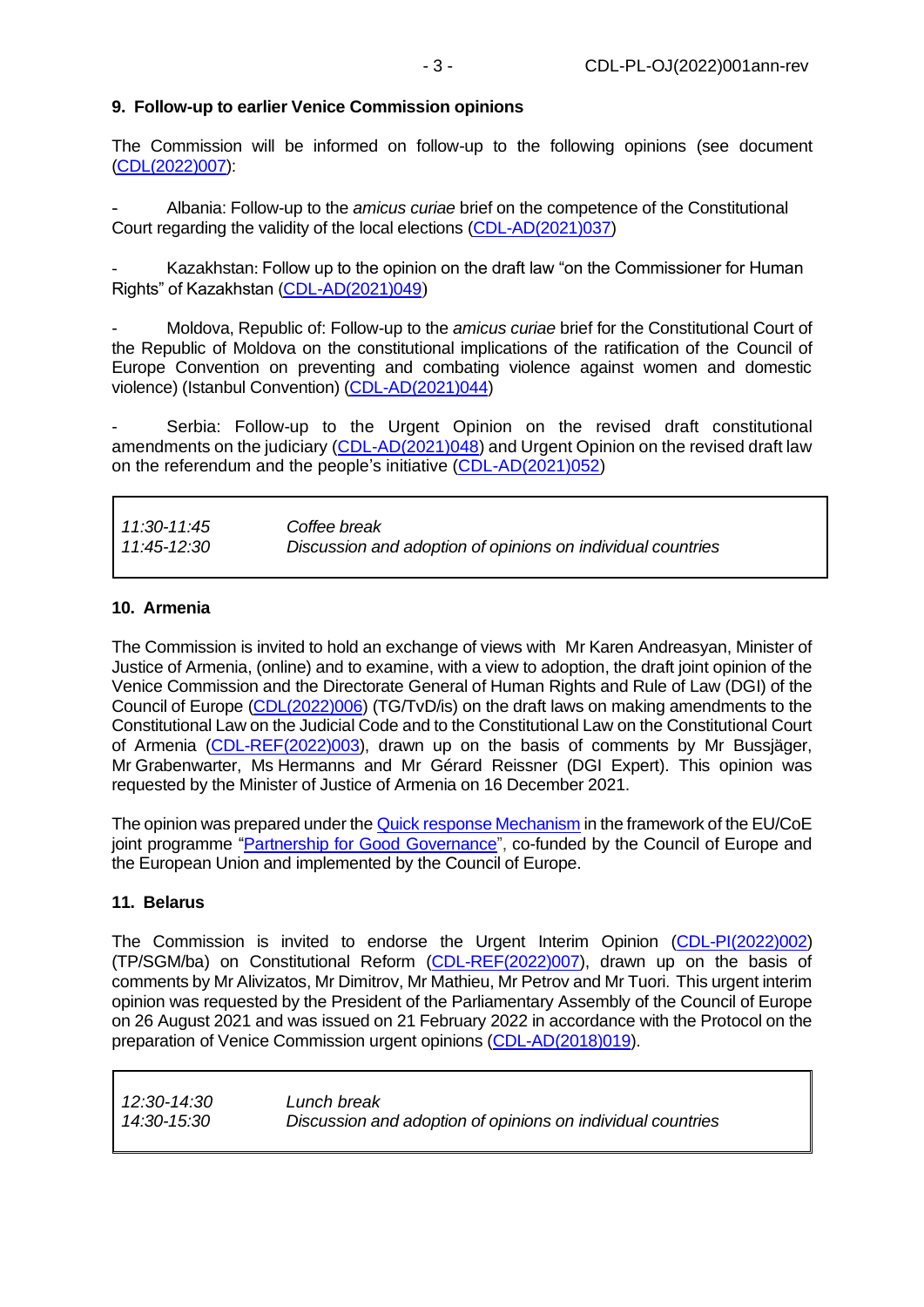## 9. Follow-up to earlier Venice Commission opinions

The Commission will be informed on follow-up to the following opinions (see document [CDL(2022)007](CDL(2022)007)):

- Albania: Follow-up to the *amicus curiae* brief on the competence of the Constitutional Court regarding the validity of the local elections (CDL-AD(2021)037)

- Kazakhstan: Follow up to the opinion on the draft law "on the Commissioner for Human Rights" of Kazakhstan (CDL-AD(2021)049)

- Moldova, Republic of: Follow-up to the *amicus curiae* brief for the Constitutional Court of the Republic of Moldova on the constitutional implications of the ratification of the Council of Europe Convention on preventing and combating violence against women and domestic violence) (Istanbul Convention) (CDL-AD(2021)044)

- Serbia: Follow-up to the Urgent Opinion on the revised draft constitutional amendments on the judiciary (CDL-AD(2021)048) and Urgent Opinion on the revised draft law on the referendum and the people's initiative (CDL-AD(2021)052)

| | |
|---|---|
| *11:30-11:45* | *Coffee break* |
| *11:45-12:30* | *Discussion and adoption of opinions on individual countries* |

## 10. Armenia

The Commission is invited to hold an exchange of views with Mr Karen Andreasyan, Minister of Justice of Armenia, (online) and to examine, with a view to adoption, the draft joint opinion of the Venice Commission and the Directorate General of Human Rights and Rule of Law (DGI) of the Council of Europe (CDL(2022)006) (TG/TvD/is) on the draft laws on making amendments to the Constitutional Law on the Judicial Code and to the Constitutional Law on the Constitutional Court of Armenia (CDL-REF(2022)003), drawn up on the basis of comments by Mr Bussjäger, Mr Grabenwarter, Ms Hermanns and Mr Gérard Reissner (DGI Expert). This opinion was requested by the Minister of Justice of Armenia on 16 December 2021.

The opinion was prepared under the Quick response Mechanism in the framework of the EU/CoE joint programme "Partnership for Good Governance", co-funded by the Council of Europe and the European Union and implemented by the Council of Europe.

## 11. Belarus

The Commission is invited to endorse the Urgent Interim Opinion (CDL-PI(2022)002) (TP/SGM/ba) on Constitutional Reform (CDL-REF(2022)007), drawn up on the basis of comments by Mr Alivizatos, Mr Dimitrov, Mr Mathieu, Mr Petrov and Mr Tuori. This urgent interim opinion was requested by the President of the Parliamentary Assembly of the Council of Europe on 26 August 2021 and was issued on 21 February 2022 in accordance with the Protocol on the preparation of Venice Commission urgent opinions (CDL-AD(2018)019).

| | |
|---|---|
| *12:30-14:30* | *Lunch break* |
| *14:30-15:30* | *Discussion and adoption of opinions on individual countries* |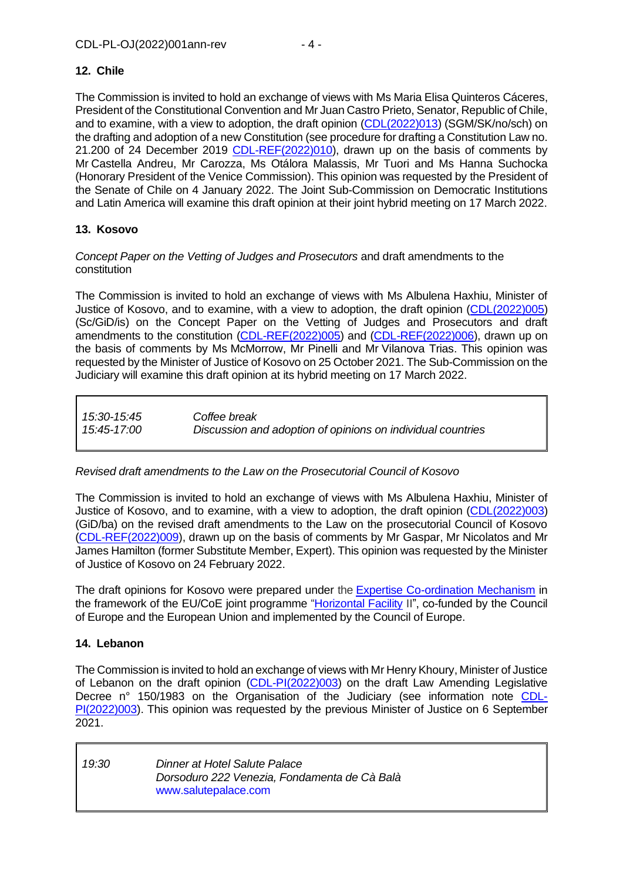## 12. Chile

The Commission is invited to hold an exchange of views with Ms Maria Elisa Quinteros Cáceres, President of the Constitutional Convention and Mr Juan Castro Prieto, Senator, Republic of Chile, and to examine, with a view to adoption, the draft opinion (CDL(2022)013) (SGM/SK/no/sch) on the drafting and adoption of a new Constitution (see procedure for drafting a Constitution Law no. 21.200 of 24 December 2019 CDL-REF(2022)010), drawn up on the basis of comments by Mr Castella Andreu, Mr Carozza, Ms Otálora Malassis, Mr Tuori and Ms Hanna Suchocka (Honorary President of the Venice Commission). This opinion was requested by the President of the Senate of Chile on 4 January 2022. The Joint Sub-Commission on Democratic Institutions and Latin America will examine this draft opinion at their joint hybrid meeting on 17 March 2022.

## 13. Kosovo

*Concept Paper on the Vetting of Judges and Prosecutors* and draft amendments to the constitution

The Commission is invited to hold an exchange of views with Ms Albulena Haxhiu, Minister of Justice of Kosovo, and to examine, with a view to adoption, the draft opinion (CDL(2022)005) (Sc/GiD/is) on the Concept Paper on the Vetting of Judges and Prosecutors and draft amendments to the constitution (CDL-REF(2022)005) and (CDL-REF(2022)006), drawn up on the basis of comments by Ms McMorrow, Mr Pinelli and Mr Vilanova Trias. This opinion was requested by the Minister of Justice of Kosovo on 25 October 2021. The Sub-Commission on the Judiciary will examine this draft opinion at its hybrid meeting on 17 March 2022.

| | |
|---|---|
| *15:30-15:45* | *Coffee break* |
| *15:45-17:00* | *Discussion and adoption of opinions on individual countries* |

*Revised draft amendments to the Law on the Prosecutorial Council of Kosovo*

The Commission is invited to hold an exchange of views with Ms Albulena Haxhiu, Minister of Justice of Kosovo, and to examine, with a view to adoption, the draft opinion (CDL(2022)003) (GiD/ba) on the revised draft amendments to the Law on the prosecutorial Council of Kosovo (CDL-REF(2022)009), drawn up on the basis of comments by Mr Gaspar, Mr Nicolatos and Mr James Hamilton (former Substitute Member, Expert). This opinion was requested by the Minister of Justice of Kosovo on 24 February 2022.

The draft opinions for Kosovo were prepared under the Expertise Co-ordination Mechanism in the framework of the EU/CoE joint programme "Horizontal Facility II", co-funded by the Council of Europe and the European Union and implemented by the Council of Europe.

## 14. Lebanon

The Commission is invited to hold an exchange of views with Mr Henry Khoury, Minister of Justice of Lebanon on the draft opinion (CDL-PI(2022)003) on the draft Law Amending Legislative Decree n° 150/1983 on the Organisation of the Judiciary (see information note CDL-PI(2022)003). This opinion was requested by the previous Minister of Justice on 6 September 2021.

| | |
|---|---|
| *19:30* | *Dinner at Hotel Salute Palace*<br>*Dorsoduro 222 Venezia, Fondamenta de Cà Balà*<br>www.salutepalace.com |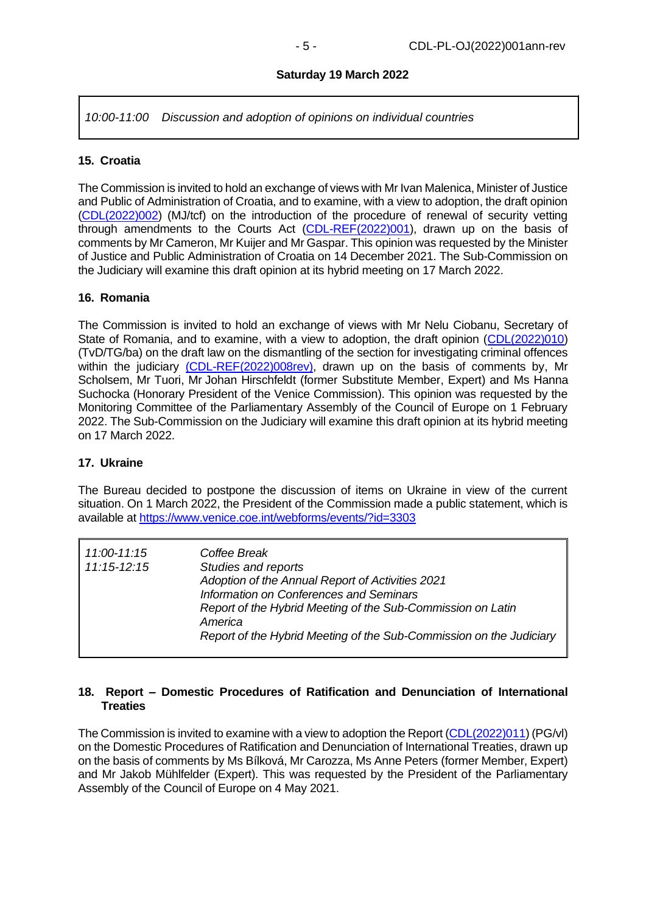**Saturday 19 March 2022**

*10:00-11:00 Discussion and adoption of opinions on individual countries*

## 15. Croatia

The Commission is invited to hold an exchange of views with Mr Ivan Malenica, Minister of Justice and Public of Administration of Croatia, and to examine, with a view to adoption, the draft opinion (CDL(2022)002) (MJ/tcf) on the introduction of the procedure of renewal of security vetting through amendments to the Courts Act (CDL-REF(2022)001), drawn up on the basis of comments by Mr Cameron, Mr Kuijer and Mr Gaspar. This opinion was requested by the Minister of Justice and Public Administration of Croatia on 14 December 2021. The Sub-Commission on the Judiciary will examine this draft opinion at its hybrid meeting on 17 March 2022.

## 16. Romania

The Commission is invited to hold an exchange of views with Mr Nelu Ciobanu, Secretary of State of Romania, and to examine, with a view to adoption, the draft opinion (CDL(2022)010) (TvD/TG/ba) on the draft law on the dismantling of the section for investigating criminal offences within the judiciary (CDL-REF(2022)008rev), drawn up on the basis of comments by, Mr Scholsem, Mr Tuori, Mr Johan Hirschfeldt (former Substitute Member, Expert) and Ms Hanna Suchocka (Honorary President of the Venice Commission). This opinion was requested by the Monitoring Committee of the Parliamentary Assembly of the Council of Europe on 1 February 2022. The Sub-Commission on the Judiciary will examine this draft opinion at its hybrid meeting on 17 March 2022.

## 17. Ukraine

The Bureau decided to postpone the discussion of items on Ukraine in view of the current situation. On 1 March 2022, the President of the Commission made a public statement, which is available at https://www.venice.coe.int/webforms/events/?id=3303

| | |
|---|---|
| *11:00-11:15* | *Coffee Break* |
| *11:15-12:15* | *Studies and reports*<br>*Adoption of the Annual Report of Activities 2021*<br>*Information on Conferences and Seminars*<br>*Report of the Hybrid Meeting of the Sub-Commission on Latin America*<br>*Report of the Hybrid Meeting of the Sub-Commission on the Judiciary* |

## 18. Report – Domestic Procedures of Ratification and Denunciation of International Treaties

The Commission is invited to examine with a view to adoption the Report (CDL(2022)011) (PG/vl) on the Domestic Procedures of Ratification and Denunciation of International Treaties, drawn up on the basis of comments by Ms Bílková, Mr Carozza, Ms Anne Peters (former Member, Expert) and Mr Jakob Mühlfelder (Expert). This was requested by the President of the Parliamentary Assembly of the Council of Europe on 4 May 2021.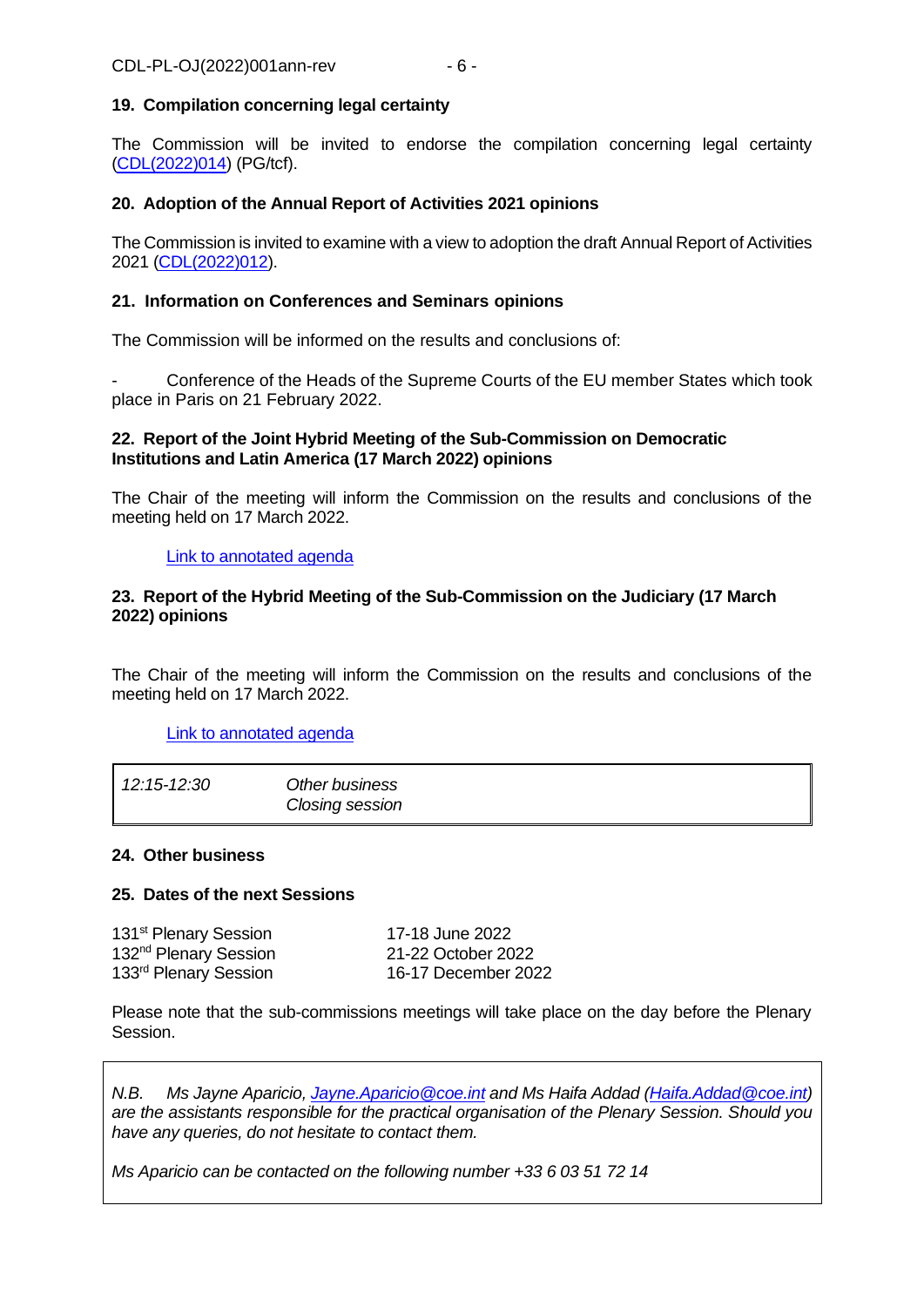**19. Compilation concerning legal certainty**

The Commission will be invited to endorse the compilation concerning legal certainty (CDL(2022)014) (PG/tcf).

**20. Adoption of the Annual Report of Activities 2021 opinions**

The Commission is invited to examine with a view to adoption the draft Annual Report of Activities 2021 (CDL(2022)012).

**21. Information on Conferences and Seminars opinions**

The Commission will be informed on the results and conclusions of:

- Conference of the Heads of the Supreme Courts of the EU member States which took place in Paris on 21 February 2022.

**22. Report of the Joint Hybrid Meeting of the Sub-Commission on Democratic Institutions and Latin America (17 March 2022) opinions**

The Chair of the meeting will inform the Commission on the results and conclusions of the meeting held on 17 March 2022.

Link to annotated agenda

**23. Report of the Hybrid Meeting of the Sub-Commission on the Judiciary (17 March 2022) opinions**

The Chair of the meeting will inform the Commission on the results and conclusions of the meeting held on 17 March 2022.

Link to annotated agenda

| | |
|---|---|
| *12:15-12:30* | *Other business*<br>*Closing session* |

**24. Other business**

**25. Dates of the next Sessions**

| | |
|---|---|
| 131st Plenary Session | 17-18 June 2022 |
| 132nd Plenary Session | 21-22 October 2022 |
| 133rd Plenary Session | 16-17 December 2022 |

Please note that the sub-commissions meetings will take place on the day before the Plenary Session.

*N.B. Ms Jayne Aparicio, Jayne.Aparicio@coe.int and Ms Haifa Addad (Haifa.Addad@coe.int) are the assistants responsible for the practical organisation of the Plenary Session. Should you have any queries, do not hesitate to contact them.*

*Ms Aparicio can be contacted on the following number +33 6 03 51 72 14*